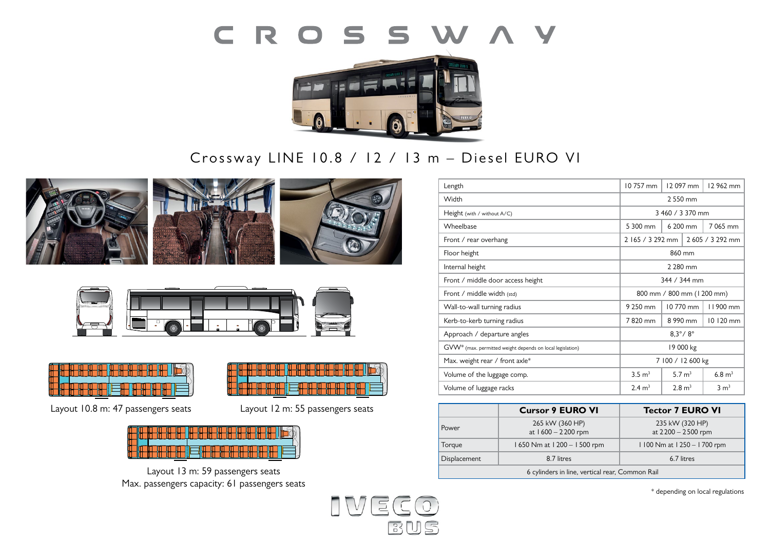# CROSSWAY

## Crossway LINE 10.8 / 12 / 13 m – Diesel EURO VI

Layout 10.8 m: 47 passengers seats

Layout 12 m: 55 passengers seats

Layout 13 m: 59 passengers seats
Max. passengers capacity: 61 passengers seats

| | 10.8 m | 12 m | 13 m |
|---|---|---|---|
| Length | 10 757 mm | 12 097 mm | 12 962 mm |
| Width | 2 550 mm | | |
| Height (with / without A/C) | 3 460 / 3 370 mm | | |
| Wheelbase | 5 300 mm | 6 200 mm | 7 065 mm |
| Front / rear overhang | 2 165 / 3 292 mm | 2 605 / 3 292 mm | |
| Floor height | 860 mm | | |
| Internal height | 2 280 mm | | |
| Front / middle door access height | 344 / 344 mm | | |
| Front / middle width (std) | 800 mm / 800 mm (1 200 mm) | | |
| Wall-to-wall turning radius | 9 250 mm | 10 770 mm | 11 900 mm |
| Kerb-to-kerb turning radius | 7 820 mm | 8 990 mm | 10 120 mm |
| Approach / departure angles | 8,3° / 8° | | |
| GVW* (max. permitted weight depends on local legislation) | 19 000 kg | | |
| Max. weight rear / front axle* | 7 100 / 12 600 kg | | |
| Volume of the luggage comp. | 3.5 $m^3$ | 5.7 $m^3$ | 6.8 $m^3$ |
| Volume of luggage racks | 2.4 $m^3$ | 2.8 $m^3$ | 3 $m^3$ |

| | **Cursor 9 EURO VI** | **Tector 7 EURO VI** |
|---|---|---|
| Power | 265 kW (360 HP) at 1 600 – 2 200 rpm | 235 kW (320 HP) at 2 200 – 2 500 rpm |
| Torque | 1 650 Nm at 1 200 – 1 500 rpm | 1 100 Nm at 1 250 – 1 700 rpm |
| Displacement | 8.7 litres | 6.7 litres |
| 6 cylinders in line, vertical rear, Common Rail | | |

\* depending on local regulations

IVECO BUS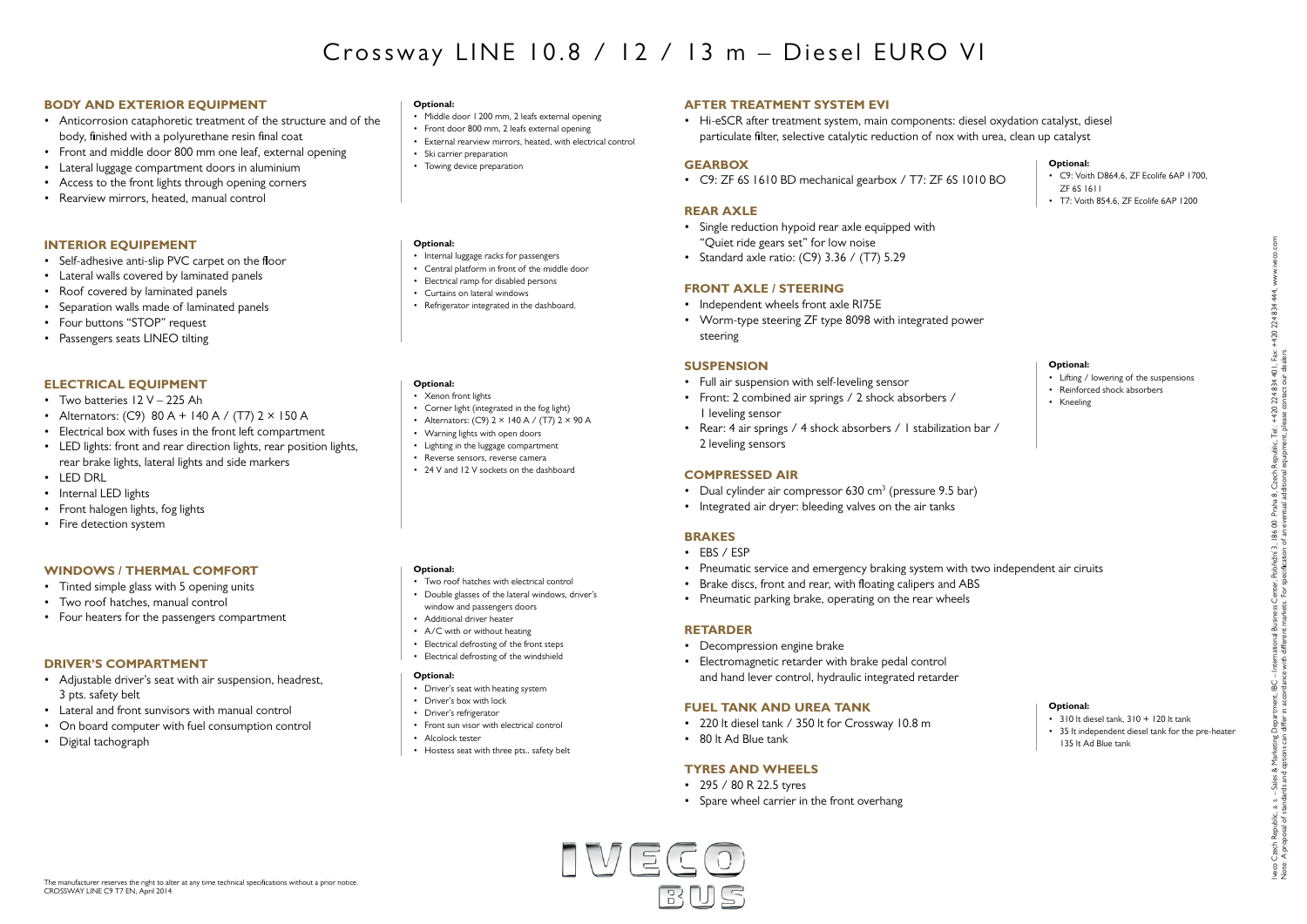# Crossway LINE 10.8 / 12 / 13 m – Diesel EURO VI

## BODY AND EXTERIOR EQUIPMENT

- Anticorrosion cataphoretic treatment of the structure and of the body, finished with a polyurethane resin final coat
- Front and middle door 800 mm one leaf, external opening
- Lateral luggage compartment doors in aluminium
- Access to the front lights through opening corners
- Rearview mirrors, heated, manual control

**Optional:**

- Middle door 1 200 mm, 2 leafs external opening
- Front door 800 mm, 2 leafs external opening
- External rearview mirrors, heated, with electrical control
- Ski carrier preparation
- Towing device preparation

## INTERIOR EQUIPEMENT

- Self-adhesive anti-slip PVC carpet on the floor
- Lateral walls covered by laminated panels
- Roof covered by laminated panels
- Separation walls made of laminated panels
- Four buttons "STOP" request
- Passengers seats LINEO tilting

**Optional:**

- Internal luggage racks for passengers
- Central platform in front of the middle door
- Electrical ramp for disabled persons
- Curtains on lateral windows
- Refrigerator integrated in the dashboard.

## ELECTRICAL EQUIPMENT

- Two batteries 12 V – 225 Ah
- Alternators: (C9) 80 A + 140 A / (T7) 2 × 150 A
- Electrical box with fuses in the front left compartment
- LED lights: front and rear direction lights, rear position lights, rear brake lights, lateral lights and side markers
- LED DRL
- Internal LED lights
- Front halogen lights, fog lights
- Fire detection system

**Optional:**

- Xenon front lights
- Corner light (integrated in the fog light)
- Alternators: (C9) 2 × 140 A / (T7) 2 × 90 A
- Warning lights with open doors
- Lighting in the luggage compartment
- Reverse sensors, reverse camera
- 24 V and 12 V sockets on the dashboard

## WINDOWS / THERMAL COMFORT

- Tinted simple glass with 5 opening units
- Two roof hatches, manual control
- Four heaters for the passengers compartment

**Optional:**

- Two roof hatches with electrical control
- Double glasses of the lateral windows, driver's window and passengers doors
- Additional driver heater
- A/C with or without heating
- Electrical defrosting of the front steps
- Electrical defrosting of the windshield

## DRIVER'S COMPARTMENT

- Adjustable driver's seat with air suspension, headrest, 3 pts. safety belt
- Lateral and front sunvisors with manual control
- On board computer with fuel consumption control
- Digital tachograph

**Optional:**

- Driver's seat with heating system
- Driver's box with lock
- Driver's refrigerator
- Front sun visor with electrical control
- Alcolock tester
- Hostess seat with three pts.. safety belt

## AFTER TREATMENT SYSTEM EVI

- Hi-eSCR after treatment system, main components: diesel oxydation catalyst, diesel particulate filter, selective catalytic reduction of nox with urea, clean up catalyst

## GEARBOX

- C9: ZF 6S 1610 BD mechanical gearbox / T7: ZF 6S 1010 BO

**Optional:**

- C9: Voith D864.6, ZF Ecolife 6AP 1700, ZF 6S 1611
- T7: Voith 854.6, ZF Ecolife 6AP 1200

## REAR AXLE

- Single reduction hypoid rear axle equipped with "Quiet ride gears set" for low noise
- Standard axle ratio: (C9) 3.36 / (T7) 5.29

## FRONT AXLE / STEERING

- Independent wheels front axle RI75E
- Worm-type steering ZF type 8098 with integrated power steering

## SUSPENSION

- Full air suspension with self-leveling sensor
- Front: 2 combined air springs / 2 shock absorbers / 1 leveling sensor
- Rear: 4 air springs / 4 shock absorbers / 1 stabilization bar / 2 leveling sensors

**Optional:**

- Lifting / lowering of the suspensions
- Reinforced shock absorbers
- Kneeling

## COMPRESSED AIR

- Dual cylinder air compressor 630 $cm^3$ (pressure 9.5 bar)
- Integrated air dryer: bleeding valves on the air tanks

## BRAKES

- EBS / ESP
- Pneumatic service and emergency braking system with two independent air ciruits
- Brake discs, front and rear, with floating calipers and ABS
- Pneumatic parking brake, operating on the rear wheels

## RETARDER

- Decompression engine brake
- Electromagnetic retarder with brake pedal control and hand lever control, hydraulic integrated retarder

## FUEL TANK AND UREA TANK

- 220 lt diesel tank / 350 lt for Crossway 10.8 m
- 80 lt Ad Blue tank

**Optional:**

- 310 lt diesel tank, 310 + 120 lt tank
- 35 lt independent diesel tank for the pre-heater 135 lt Ad Blue tank

## TYRES AND WHEELS

- 295 / 80 R 22.5 tyres
- Spare wheel carrier in the front overhang

The manufacturer reserves the right to alter at any time technical specifications without a prior notice.
CROSSWAY LINE C9 T7 EN, April 2014

IVECO BUS

Iveco Czech Republic, a. s. – Sales & Marketing Department, IBC – International Business Center, Pobřežní 3, 186 00 Praha 8, Czech Republic, Tel.: +420 224 834 401, Fax: +420 224 834 444, www.iveco.com
Note: A proposal of standards and options can differ in accordance with different markets. For specification of an eventual additional equipment, please contact our dealers.